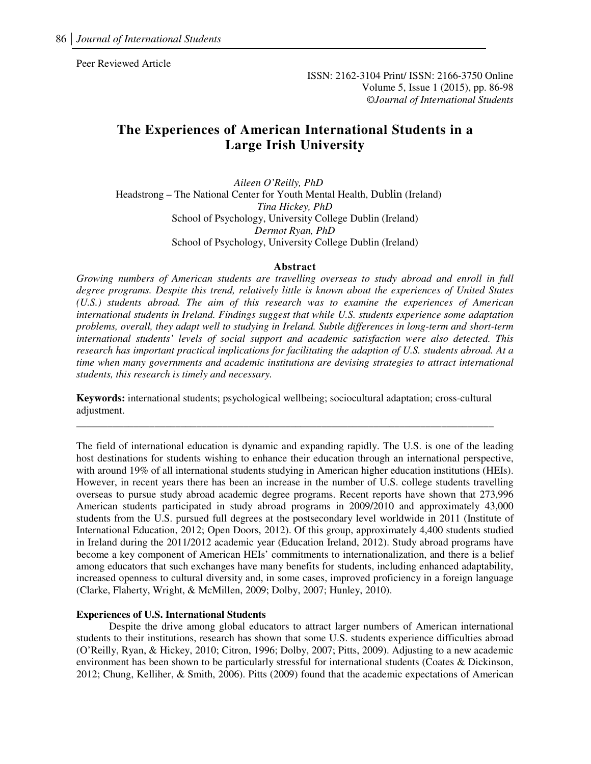Peer Reviewed Article

ISSN: 2162-3104 Print/ ISSN: 2166-3750 Online
Volume 5, Issue 1 (2015), pp. 86-98
©*Journal of International Students*

# The Experiences of American International Students in a Large Irish University

*Aileen O'Reilly, PhD*
Headstrong – The National Center for Youth Mental Health, Dublin (Ireland)
*Tina Hickey, PhD*
School of Psychology, University College Dublin (Ireland)
*Dermot Ryan, PhD*
School of Psychology, University College Dublin (Ireland)

## Abstract

*Growing numbers of American students are travelling overseas to study abroad and enroll in full degree programs. Despite this trend, relatively little is known about the experiences of United States (U.S.) students abroad. The aim of this research was to examine the experiences of American international students in Ireland. Findings suggest that while U.S. students experience some adaptation problems, overall, they adapt well to studying in Ireland. Subtle differences in long-term and short-term international students' levels of social support and academic satisfaction were also detected. This research has important practical implications for facilitating the adaption of U.S. students abroad. At a time when many governments and academic institutions are devising strategies to attract international students, this research is timely and necessary.*

**Keywords:** international students; psychological wellbeing; sociocultural adaptation; cross-cultural adjustment.

---

The field of international education is dynamic and expanding rapidly. The U.S. is one of the leading host destinations for students wishing to enhance their education through an international perspective, with around 19% of all international students studying in American higher education institutions (HEIs). However, in recent years there has been an increase in the number of U.S. college students travelling overseas to pursue study abroad academic degree programs. Recent reports have shown that 273,996 American students participated in study abroad programs in 2009/2010 and approximately 43,000 students from the U.S. pursued full degrees at the postsecondary level worldwide in 2011 (Institute of International Education, 2012; Open Doors, 2012). Of this group, approximately 4,400 students studied in Ireland during the 2011/2012 academic year (Education Ireland, 2012). Study abroad programs have become a key component of American HEIs' commitments to internationalization, and there is a belief among educators that such exchanges have many benefits for students, including enhanced adaptability, increased openness to cultural diversity and, in some cases, improved proficiency in a foreign language (Clarke, Flaherty, Wright, & McMillen, 2009; Dolby, 2007; Hunley, 2010).

### Experiences of U.S. International Students

Despite the drive among global educators to attract larger numbers of American international students to their institutions, research has shown that some U.S. students experience difficulties abroad (O'Reilly, Ryan, & Hickey, 2010; Citron, 1996; Dolby, 2007; Pitts, 2009). Adjusting to a new academic environment has been shown to be particularly stressful for international students (Coates & Dickinson, 2012; Chung, Kelliher, & Smith, 2006). Pitts (2009) found that the academic expectations of American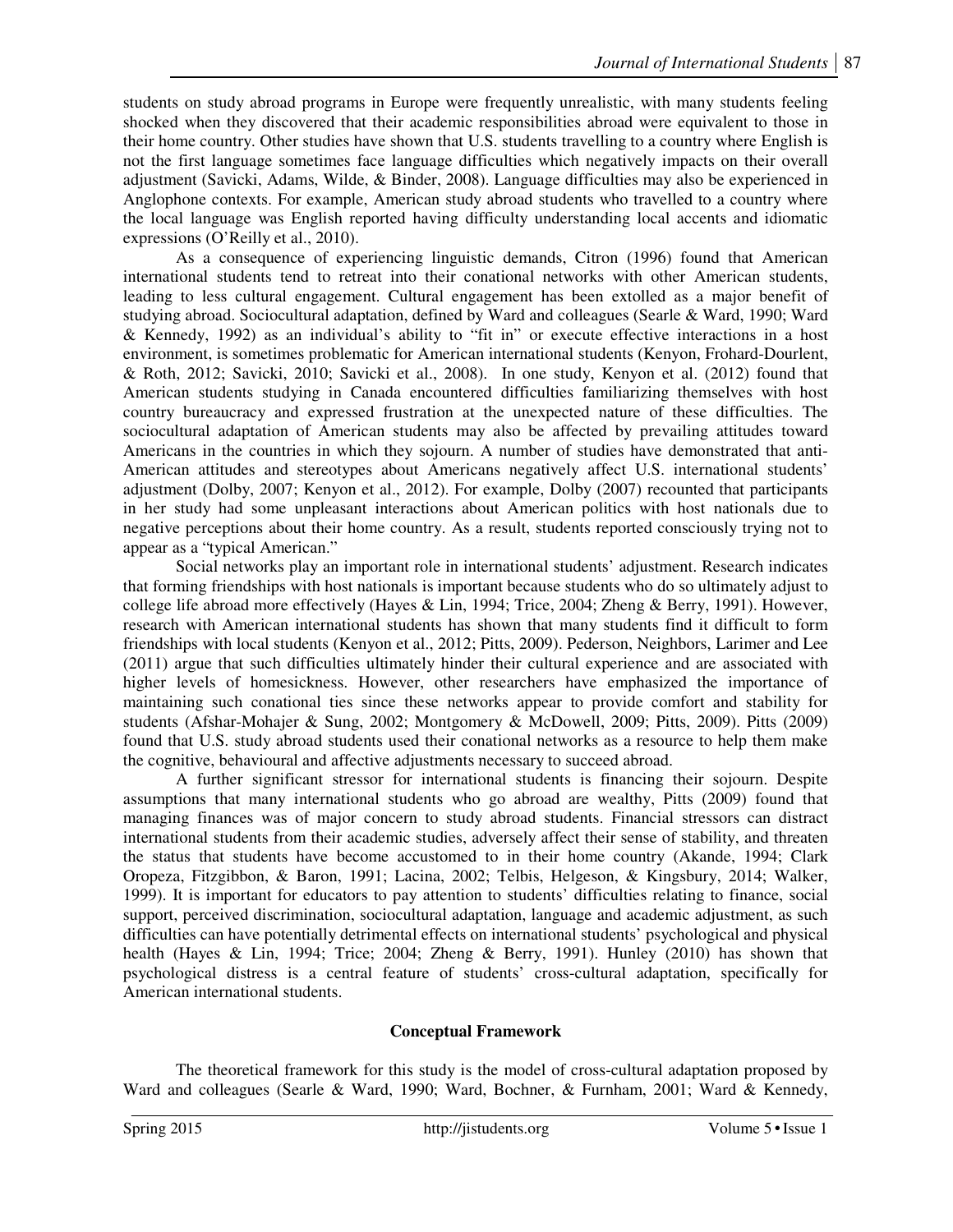students on study abroad programs in Europe were frequently unrealistic, with many students feeling shocked when they discovered that their academic responsibilities abroad were equivalent to those in their home country. Other studies have shown that U.S. students travelling to a country where English is not the first language sometimes face language difficulties which negatively impacts on their overall adjustment (Savicki, Adams, Wilde, & Binder, 2008). Language difficulties may also be experienced in Anglophone contexts. For example, American study abroad students who travelled to a country where the local language was English reported having difficulty understanding local accents and idiomatic expressions (O'Reilly et al., 2010).

As a consequence of experiencing linguistic demands, Citron (1996) found that American international students tend to retreat into their conational networks with other American students, leading to less cultural engagement. Cultural engagement has been extolled as a major benefit of studying abroad. Sociocultural adaptation, defined by Ward and colleagues (Searle & Ward, 1990; Ward & Kennedy, 1992) as an individual's ability to "fit in" or execute effective interactions in a host environment, is sometimes problematic for American international students (Kenyon, Frohard-Dourlent, & Roth, 2012; Savicki, 2010; Savicki et al., 2008). In one study, Kenyon et al. (2012) found that American students studying in Canada encountered difficulties familiarizing themselves with host country bureaucracy and expressed frustration at the unexpected nature of these difficulties. The sociocultural adaptation of American students may also be affected by prevailing attitudes toward Americans in the countries in which they sojourn. A number of studies have demonstrated that anti-American attitudes and stereotypes about Americans negatively affect U.S. international students' adjustment (Dolby, 2007; Kenyon et al., 2012). For example, Dolby (2007) recounted that participants in her study had some unpleasant interactions about American politics with host nationals due to negative perceptions about their home country. As a result, students reported consciously trying not to appear as a "typical American."

Social networks play an important role in international students' adjustment. Research indicates that forming friendships with host nationals is important because students who do so ultimately adjust to college life abroad more effectively (Hayes & Lin, 1994; Trice, 2004; Zheng & Berry, 1991). However, research with American international students has shown that many students find it difficult to form friendships with local students (Kenyon et al., 2012; Pitts, 2009). Pederson, Neighbors, Larimer and Lee (2011) argue that such difficulties ultimately hinder their cultural experience and are associated with higher levels of homesickness. However, other researchers have emphasized the importance of maintaining such conational ties since these networks appear to provide comfort and stability for students (Afshar-Mohajer & Sung, 2002; Montgomery & McDowell, 2009; Pitts, 2009). Pitts (2009) found that U.S. study abroad students used their conational networks as a resource to help them make the cognitive, behavioural and affective adjustments necessary to succeed abroad.

A further significant stressor for international students is financing their sojourn. Despite assumptions that many international students who go abroad are wealthy, Pitts (2009) found that managing finances was of major concern to study abroad students. Financial stressors can distract international students from their academic studies, adversely affect their sense of stability, and threaten the status that students have become accustomed to in their home country (Akande, 1994; Clark Oropeza, Fitzgibbon, & Baron, 1991; Lacina, 2002; Telbis, Helgeson, & Kingsbury, 2014; Walker, 1999). It is important for educators to pay attention to students' difficulties relating to finance, social support, perceived discrimination, sociocultural adaptation, language and academic adjustment, as such difficulties can have potentially detrimental effects on international students' psychological and physical health (Hayes & Lin, 1994; Trice; 2004; Zheng & Berry, 1991). Hunley (2010) has shown that psychological distress is a central feature of students' cross-cultural adaptation, specifically for American international students.

## Conceptual Framework

The theoretical framework for this study is the model of cross-cultural adaptation proposed by Ward and colleagues (Searle & Ward, 1990; Ward, Bochner, & Furnham, 2001; Ward & Kennedy,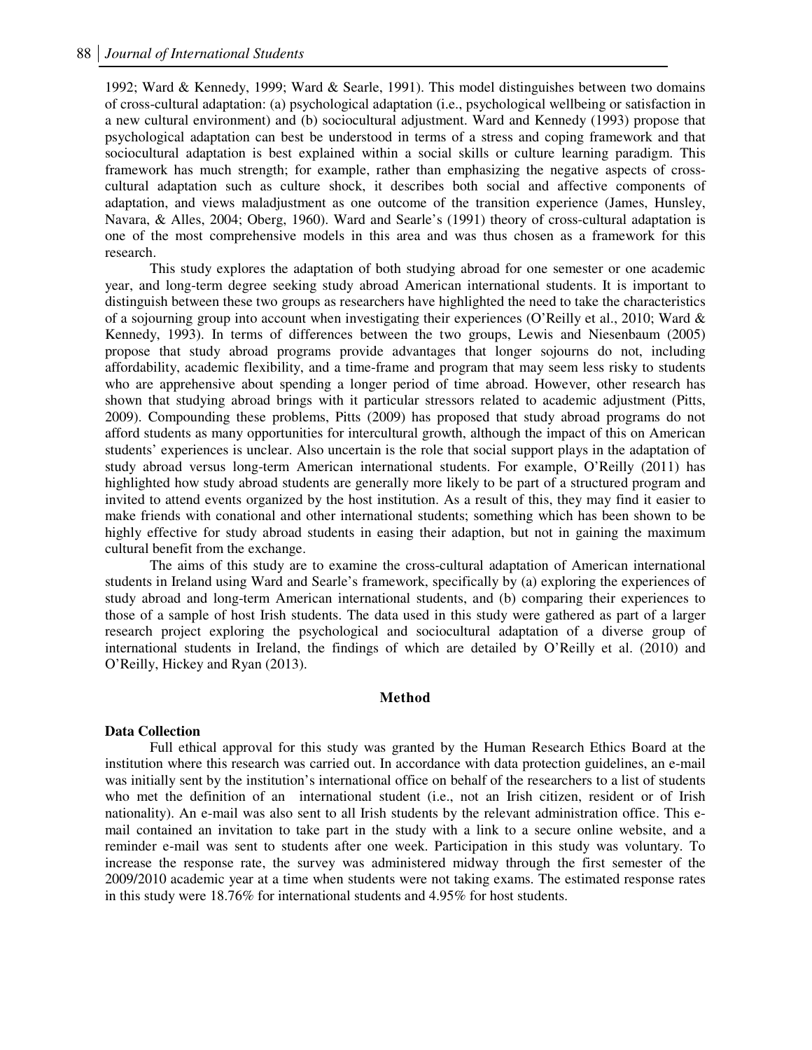1992; Ward & Kennedy, 1999; Ward & Searle, 1991). This model distinguishes between two domains of cross-cultural adaptation: (a) psychological adaptation (i.e., psychological wellbeing or satisfaction in a new cultural environment) and (b) sociocultural adjustment. Ward and Kennedy (1993) propose that psychological adaptation can best be understood in terms of a stress and coping framework and that sociocultural adaptation is best explained within a social skills or culture learning paradigm. This framework has much strength; for example, rather than emphasizing the negative aspects of cross-cultural adaptation such as culture shock, it describes both social and affective components of adaptation, and views maladjustment as one outcome of the transition experience (James, Hunsley, Navara, & Alles, 2004; Oberg, 1960). Ward and Searle's (1991) theory of cross-cultural adaptation is one of the most comprehensive models in this area and was thus chosen as a framework for this research.

This study explores the adaptation of both studying abroad for one semester or one academic year, and long-term degree seeking study abroad American international students. It is important to distinguish between these two groups as researchers have highlighted the need to take the characteristics of a sojourning group into account when investigating their experiences (O'Reilly et al., 2010; Ward & Kennedy, 1993). In terms of differences between the two groups, Lewis and Niesenbaum (2005) propose that study abroad programs provide advantages that longer sojourns do not, including affordability, academic flexibility, and a time-frame and program that may seem less risky to students who are apprehensive about spending a longer period of time abroad. However, other research has shown that studying abroad brings with it particular stressors related to academic adjustment (Pitts, 2009). Compounding these problems, Pitts (2009) has proposed that study abroad programs do not afford students as many opportunities for intercultural growth, although the impact of this on American students' experiences is unclear. Also uncertain is the role that social support plays in the adaptation of study abroad versus long-term American international students. For example, O'Reilly (2011) has highlighted how study abroad students are generally more likely to be part of a structured program and invited to attend events organized by the host institution. As a result of this, they may find it easier to make friends with conational and other international students; something which has been shown to be highly effective for study abroad students in easing their adaption, but not in gaining the maximum cultural benefit from the exchange.

The aims of this study are to examine the cross-cultural adaptation of American international students in Ireland using Ward and Searle's framework, specifically by (a) exploring the experiences of study abroad and long-term American international students, and (b) comparing their experiences to those of a sample of host Irish students. The data used in this study were gathered as part of a larger research project exploring the psychological and sociocultural adaptation of a diverse group of international students in Ireland, the findings of which are detailed by O'Reilly et al. (2010) and O'Reilly, Hickey and Ryan (2013).

## Method

### Data Collection

Full ethical approval for this study was granted by the Human Research Ethics Board at the institution where this research was carried out. In accordance with data protection guidelines, an e-mail was initially sent by the institution's international office on behalf of the researchers to a list of students who met the definition of an international student (i.e., not an Irish citizen, resident or of Irish nationality). An e-mail was also sent to all Irish students by the relevant administration office. This e-mail contained an invitation to take part in the study with a link to a secure online website, and a reminder e-mail was sent to students after one week. Participation in this study was voluntary. To increase the response rate, the survey was administered midway through the first semester of the 2009/2010 academic year at a time when students were not taking exams. The estimated response rates in this study were 18.76% for international students and 4.95% for host students.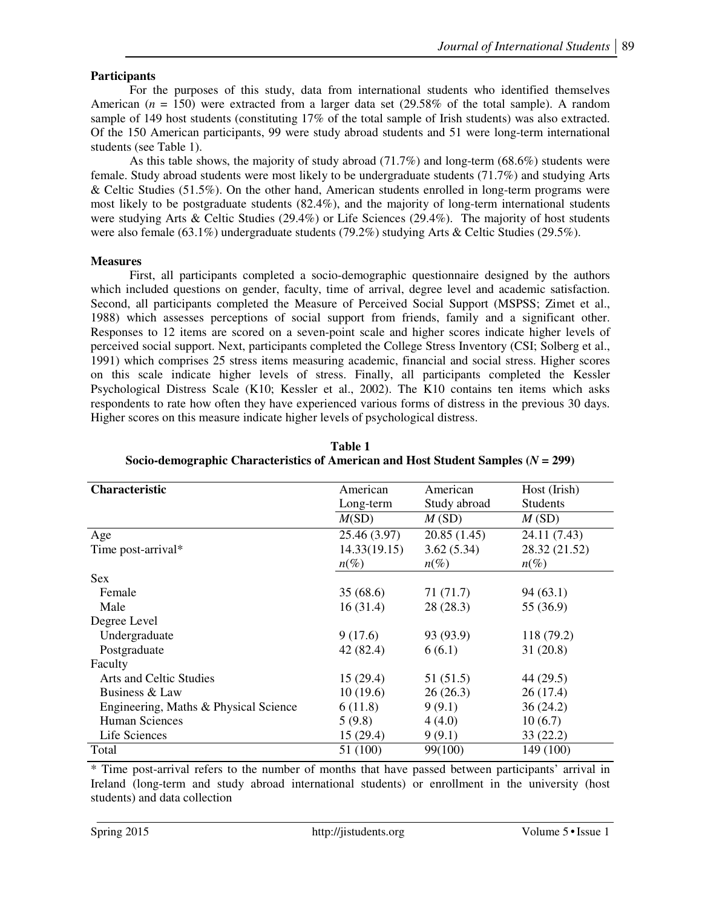**Participants**

For the purposes of this study, data from international students who identified themselves American ($n$ = 150) were extracted from a larger data set (29.58% of the total sample). A random sample of 149 host students (constituting 17% of the total sample of Irish students) was also extracted. Of the 150 American participants, 99 were study abroad students and 51 were long-term international students (see Table 1).

As this table shows, the majority of study abroad (71.7%) and long-term (68.6%) students were female. Study abroad students were most likely to be undergraduate students (71.7%) and studying Arts & Celtic Studies (51.5%). On the other hand, American students enrolled in long-term programs were most likely to be postgraduate students (82.4%), and the majority of long-term international students were studying Arts & Celtic Studies (29.4%) or Life Sciences (29.4%). The majority of host students were also female (63.1%) undergraduate students (79.2%) studying Arts & Celtic Studies (29.5%).

**Measures**

First, all participants completed a socio-demographic questionnaire designed by the authors which included questions on gender, faculty, time of arrival, degree level and academic satisfaction. Second, all participants completed the Measure of Perceived Social Support (MSPSS; Zimet et al., 1988) which assesses perceptions of social support from friends, family and a significant other. Responses to 12 items are scored on a seven-point scale and higher scores indicate higher levels of perceived social support. Next, participants completed the College Stress Inventory (CSI; Solberg et al., 1991) which comprises 25 stress items measuring academic, financial and social stress. Higher scores on this scale indicate higher levels of stress. Finally, all participants completed the Kessler Psychological Distress Scale (K10; Kessler et al., 2002). The K10 contains ten items which asks respondents to rate how often they have experienced various forms of distress in the previous 30 days. Higher scores on this measure indicate higher levels of psychological distress.

**Table 1**
**Socio-demographic Characteristics of American and Host Student Samples ($N$ = 299)**

| Characteristic | American Long-term | American Study abroad | Host (Irish) Students |
|---|---|---|---|
| | *M*(SD) | *M* (SD) | *M* (SD) |
| Age | 25.46 (3.97) | 20.85 (1.45) | 24.11 (7.43) |
| Time post-arrival* | 14.33(19.15) | 3.62 (5.34) | 28.32 (21.52) |
| | *n*(%) | *n*(%) | *n*(%) |
| Sex | | | |
| Female | 35 (68.6) | 71 (71.7) | 94 (63.1) |
| Male | 16 (31.4) | 28 (28.3) | 55 (36.9) |
| Degree Level | | | |
| Undergraduate | 9 (17.6) | 93 (93.9) | 118 (79.2) |
| Postgraduate | 42 (82.4) | 6 (6.1) | 31 (20.8) |
| Faculty | | | |
| Arts and Celtic Studies | 15 (29.4) | 51 (51.5) | 44 (29.5) |
| Business & Law | 10 (19.6) | 26 (26.3) | 26 (17.4) |
| Engineering, Maths & Physical Science | 6 (11.8) | 9 (9.1) | 36 (24.2) |
| Human Sciences | 5 (9.8) | 4 (4.0) | 10 (6.7) |
| Life Sciences | 15 (29.4) | 9 (9.1) | 33 (22.2) |
| Total | 51 (100) | 99(100) | 149 (100) |

\* Time post-arrival refers to the number of months that have passed between participants' arrival in Ireland (long-term and study abroad international students) or enrollment in the university (host students) and data collection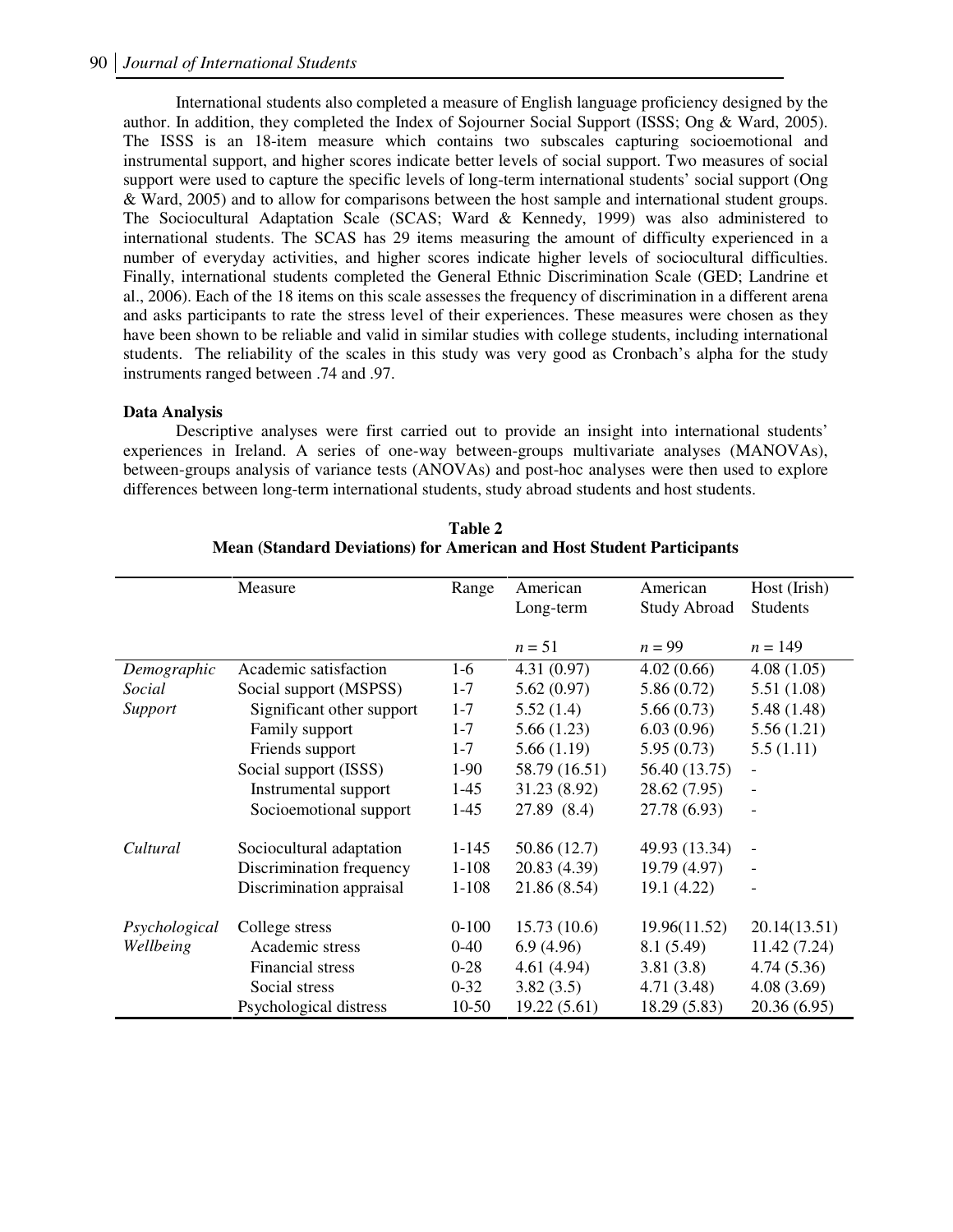International students also completed a measure of English language proficiency designed by the author. In addition, they completed the Index of Sojourner Social Support (ISSS; Ong & Ward, 2005). The ISSS is an 18-item measure which contains two subscales capturing socioemotional and instrumental support, and higher scores indicate better levels of social support. Two measures of social support were used to capture the specific levels of long-term international students' social support (Ong & Ward, 2005) and to allow for comparisons between the host sample and international student groups. The Sociocultural Adaptation Scale (SCAS; Ward & Kennedy, 1999) was also administered to international students. The SCAS has 29 items measuring the amount of difficulty experienced in a number of everyday activities, and higher scores indicate higher levels of sociocultural difficulties. Finally, international students completed the General Ethnic Discrimination Scale (GED; Landrine et al., 2006). Each of the 18 items on this scale assesses the frequency of discrimination in a different arena and asks participants to rate the stress level of their experiences. These measures were chosen as they have been shown to be reliable and valid in similar studies with college students, including international students. The reliability of the scales in this study was very good as Cronbach's alpha for the study instruments ranged between .74 and .97.

### Data Analysis

Descriptive analyses were first carried out to provide an insight into international students' experiences in Ireland. A series of one-way between-groups multivariate analyses (MANOVAs), between-groups analysis of variance tests (ANOVAs) and post-hoc analyses were then used to explore differences between long-term international students, study abroad students and host students.

**Table 2**
**Mean (Standard Deviations) for American and Host Student Participants**

| | Measure | Range | American Long-term | American Study Abroad | Host (Irish) Students |
|---|---|---|---|---|---|
| | | | $n = 51$ | $n = 99$ | $n = 149$ |
| *Demographic* | Academic satisfaction | 1-6 | 4.31 (0.97) | 4.02 (0.66) | 4.08 (1.05) |
| *Social Support* | Social support (MSPSS) | 1-7 | 5.62 (0.97) | 5.86 (0.72) | 5.51 (1.08) |
| | Significant other support | 1-7 | 5.52 (1.4) | 5.66 (0.73) | 5.48 (1.48) |
| | Family support | 1-7 | 5.66 (1.23) | 6.03 (0.96) | 5.56 (1.21) |
| | Friends support | 1-7 | 5.66 (1.19) | 5.95 (0.73) | 5.5 (1.11) |
| | Social support (ISSS) | 1-90 | 58.79 (16.51) | 56.40 (13.75) | - |
| | Instrumental support | 1-45 | 31.23 (8.92) | 28.62 (7.95) | - |
| | Socioemotional support | 1-45 | 27.89 (8.4) | 27.78 (6.93) | - |
| *Cultural* | Sociocultural adaptation | 1-145 | 50.86 (12.7) | 49.93 (13.34) | - |
| | Discrimination frequency | 1-108 | 20.83 (4.39) | 19.79 (4.97) | - |
| | Discrimination appraisal | 1-108 | 21.86 (8.54) | 19.1 (4.22) | - |
| *Psychological Wellbeing* | College stress | 0-100 | 15.73 (10.6) | 19.96(11.52) | 20.14(13.51) |
| | Academic stress | 0-40 | 6.9 (4.96) | 8.1 (5.49) | 11.42 (7.24) |
| | Financial stress | 0-28 | 4.61 (4.94) | 3.81 (3.8) | 4.74 (5.36) |
| | Social stress | 0-32 | 3.82 (3.5) | 4.71 (3.48) | 4.08 (3.69) |
| | Psychological distress | 10-50 | 19.22 (5.61) | 18.29 (5.83) | 20.36 (6.95) |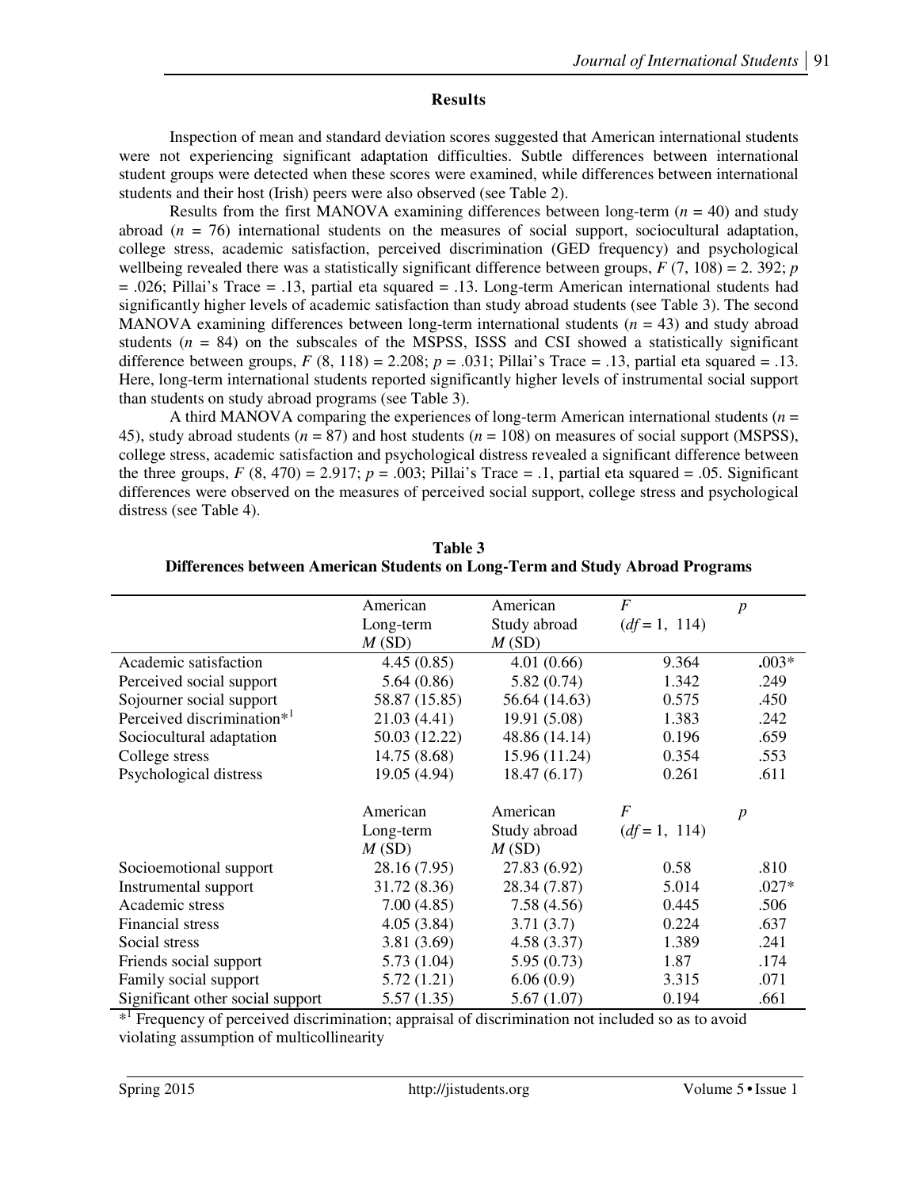## Results

Inspection of mean and standard deviation scores suggested that American international students were not experiencing significant adaptation difficulties. Subtle differences between international student groups were detected when these scores were examined, while differences between international students and their host (Irish) peers were also observed (see Table 2).

Results from the first MANOVA examining differences between long-term ($n$ = 40) and study abroad ($n$ = 76) international students on the measures of social support, sociocultural adaptation, college stress, academic satisfaction, perceived discrimination (GED frequency) and psychological wellbeing revealed there was a statistically significant difference between groups, $F$ (7, 108) = 2. 392; $p$ = .026; Pillai's Trace = .13, partial eta squared = .13. Long-term American international students had significantly higher levels of academic satisfaction than study abroad students (see Table 3). The second MANOVA examining differences between long-term international students ($n$ = 43) and study abroad students ($n$ = 84) on the subscales of the MSPSS, ISSS and CSI showed a statistically significant difference between groups, $F$ (8, 118) = 2.208; $p$ = .031; Pillai's Trace = .13, partial eta squared = .13. Here, long-term international students reported significantly higher levels of instrumental social support than students on study abroad programs (see Table 3).

A third MANOVA comparing the experiences of long-term American international students ($n$ = 45), study abroad students ($n$ = 87) and host students ($n$ = 108) on measures of social support (MSPSS), college stress, academic satisfaction and psychological distress revealed a significant difference between the three groups, $F$ (8, 470) = 2.917; $p$ = .003; Pillai's Trace = .1, partial eta squared = .05. Significant differences were observed on the measures of perceived social support, college stress and psychological distress (see Table 4).

**Table 3**
**Differences between American Students on Long-Term and Study Abroad Programs**

| | American Long-term $M$ (SD) | American Study abroad $M$ (SD) | $F$ ($df$ = 1, 114) | $p$ |
|---|---|---|---|---|
| Academic satisfaction | 4.45 (0.85) | 4.01 (0.66) | 9.364 | **.**003* |
| Perceived social support | 5.64 (0.86) | 5.82 (0.74) | 1.342 | .249 |
| Sojourner social support | 58.87 (15.85) | 56.64 (14.63) | 0.575 | .450 |
| Perceived discrimination*[1] | 21.03 (4.41) | 19.91 (5.08) | 1.383 | .242 |
| Sociocultural adaptation | 50.03 (12.22) | 48.86 (14.14) | 0.196 | .659 |
| College stress | 14.75 (8.68) | 15.96 (11.24) | 0.354 | .553 |
| Psychological distress | 19.05 (4.94) | 18.47 (6.17) | 0.261 | .611 |
| | American Long-term $M$ (SD) | American Study abroad $M$ (SD) | $F$ ($df$ = 1, 114) | $p$ |
| Socioemotional support | 28.16 (7.95) | 27.83 (6.92) | 0.58 | .810 |
| Instrumental support | 31.72 (8.36) | 28.34 (7.87) | 5.014 | .027* |
| Academic stress | 7.00 (4.85) | 7.58 (4.56) | 0.445 | .506 |
| Financial stress | 4.05 (3.84) | 3.71 (3.7) | 0.224 | .637 |
| Social stress | 3.81 (3.69) | 4.58 (3.37) | 1.389 | .241 |
| Friends social support | 5.73 (1.04) | 5.95 (0.73) | 1.87 | .174 |
| Family social support | 5.72 (1.21) | 6.06 (0.9) | 3.315 | .071 |
| Significant other social support | 5.57 (1.35) | 5.67 (1.07) | 0.194 | .661 |

*[1] Frequency of perceived discrimination; appraisal of discrimination not included so as to avoid violating assumption of multicollinearity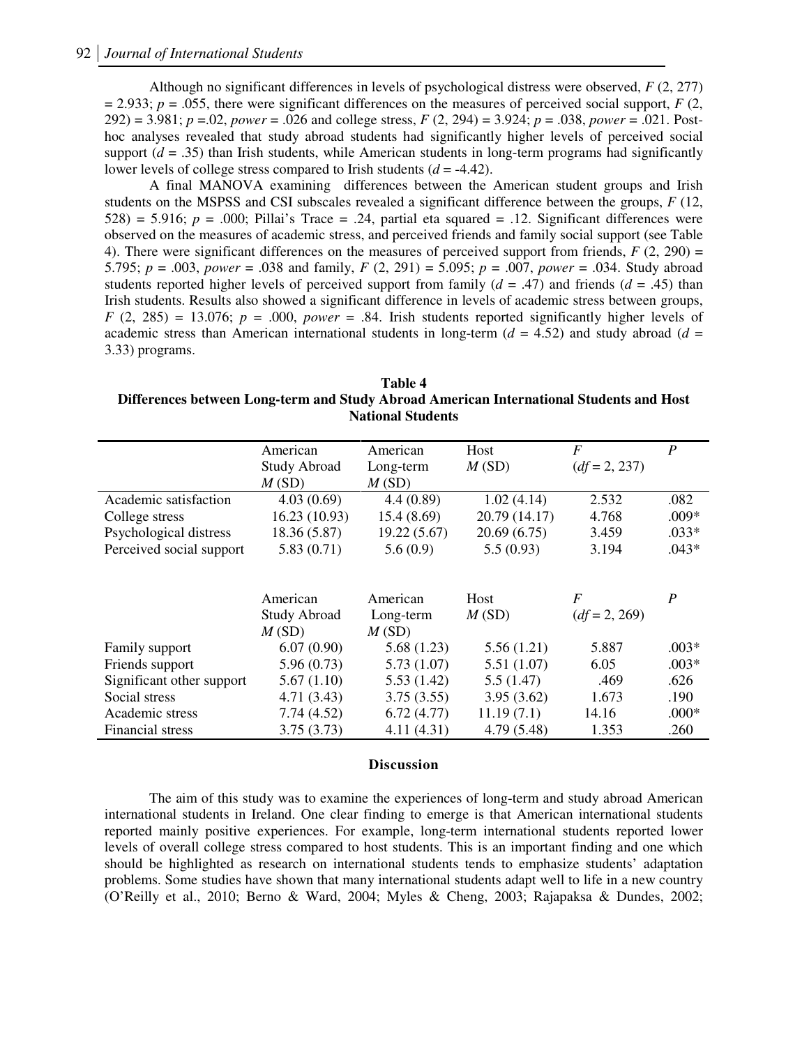Although no significant differences in levels of psychological distress were observed, $F(2, 277) = 2.933$; $p = .055$, there were significant differences on the measures of perceived social support, $F(2, 292) = 3.981$; $p = .02$, *power* = .026 and college stress, $F(2, 294) = 3.924$; $p = .038$, *power* = .021. Post-hoc analyses revealed that study abroad students had significantly higher levels of perceived social support ($d = .35$) than Irish students, while American students in long-term programs had significantly lower levels of college stress compared to Irish students ($d = -4.42$).

A final MANOVA examining differences between the American student groups and Irish students on the MSPSS and CSI subscales revealed a significant difference between the groups, $F(12, 528) = 5.916$; $p = .000$; Pillai's Trace = .24, partial eta squared = .12. Significant differences were observed on the measures of academic stress, and perceived friends and family social support (see Table 4). There were significant differences on the measures of perceived support from friends, $F(2, 290) = 5.795$; $p = .003$, *power* = .038 and family, $F(2, 291) = 5.095$; $p = .007$, *power* = .034. Study abroad students reported higher levels of perceived support from family ($d = .47$) and friends ($d = .45$) than Irish students. Results also showed a significant difference in levels of academic stress between groups, $F(2, 285) = 13.076$; $p = .000$, *power* = .84. Irish students reported significantly higher levels of academic stress than American international students in long-term ($d = 4.52$) and study abroad ($d = 3.33$) programs.

**Table 4**
**Differences between Long-term and Study Abroad American International Students and Host National Students**

| | American Study Abroad *M* (SD) | American Long-term *M* (SD) | Host *M* (SD) | *F* (*df* = 2, 237) | *P* |
|---|---|---|---|---|---|
| Academic satisfaction | 4.03 (0.69) | 4.4 (0.89) | 1.02 (4.14) | 2.532 | .082 |
| College stress | 16.23 (10.93) | 15.4 (8.69) | 20.79 (14.17) | 4.768 | .009* |
| Psychological distress | 18.36 (5.87) | 19.22 (5.67) | 20.69 (6.75) | 3.459 | .033* |
| Perceived social support | 5.83 (0.71) | 5.6 (0.9) | 5.5 (0.93) | 3.194 | .043* |
| | **American Study Abroad *M* (SD)** | **American Long-term *M* (SD)** | **Host *M* (SD)** | ***F* (*df* = 2, 269)** | ***P*** |
| Family support | 6.07 (0.90) | 5.68 (1.23) | 5.56 (1.21) | 5.887 | .003* |
| Friends support | 5.96 (0.73) | 5.73 (1.07) | 5.51 (1.07) | 6.05 | .003* |
| Significant other support | 5.67 (1.10) | 5.53 (1.42) | 5.5 (1.47) | .469 | .626 |
| Social stress | 4.71 (3.43) | 3.75 (3.55) | 3.95 (3.62) | 1.673 | .190 |
| Academic stress | 7.74 (4.52) | 6.72 (4.77) | 11.19 (7.1) | 14.16 | .000* |
| Financial stress | 3.75 (3.73) | 4.11 (4.31) | 4.79 (5.48) | 1.353 | .260 |

## Discussion

The aim of this study was to examine the experiences of long-term and study abroad American international students in Ireland. One clear finding to emerge is that American international students reported mainly positive experiences. For example, long-term international students reported lower levels of overall college stress compared to host students. This is an important finding and one which should be highlighted as research on international students tends to emphasize students' adaptation problems. Some studies have shown that many international students adapt well to life in a new country (O'Reilly et al., 2010; Berno & Ward, 2004; Myles & Cheng, 2003; Rajapaksa & Dundes, 2002;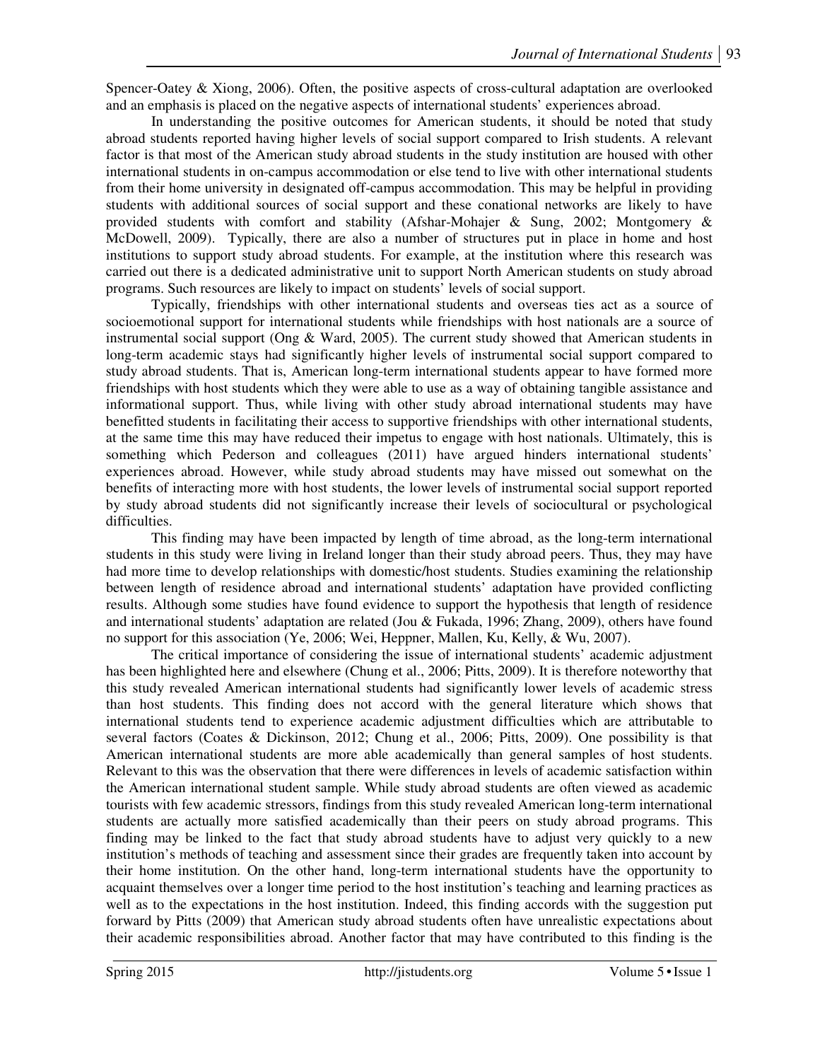Spencer-Oatey & Xiong, 2006). Often, the positive aspects of cross-cultural adaptation are overlooked and an emphasis is placed on the negative aspects of international students' experiences abroad.

In understanding the positive outcomes for American students, it should be noted that study abroad students reported having higher levels of social support compared to Irish students. A relevant factor is that most of the American study abroad students in the study institution are housed with other international students in on-campus accommodation or else tend to live with other international students from their home university in designated off-campus accommodation. This may be helpful in providing students with additional sources of social support and these conational networks are likely to have provided students with comfort and stability (Afshar-Mohajer & Sung, 2002; Montgomery & McDowell, 2009). Typically, there are also a number of structures put in place in home and host institutions to support study abroad students. For example, at the institution where this research was carried out there is a dedicated administrative unit to support North American students on study abroad programs. Such resources are likely to impact on students' levels of social support.

Typically, friendships with other international students and overseas ties act as a source of socioemotional support for international students while friendships with host nationals are a source of instrumental social support (Ong & Ward, 2005). The current study showed that American students in long-term academic stays had significantly higher levels of instrumental social support compared to study abroad students. That is, American long-term international students appear to have formed more friendships with host students which they were able to use as a way of obtaining tangible assistance and informational support. Thus, while living with other study abroad international students may have benefitted students in facilitating their access to supportive friendships with other international students, at the same time this may have reduced their impetus to engage with host nationals. Ultimately, this is something which Pederson and colleagues (2011) have argued hinders international students' experiences abroad. However, while study abroad students may have missed out somewhat on the benefits of interacting more with host students, the lower levels of instrumental social support reported by study abroad students did not significantly increase their levels of sociocultural or psychological difficulties.

This finding may have been impacted by length of time abroad, as the long-term international students in this study were living in Ireland longer than their study abroad peers. Thus, they may have had more time to develop relationships with domestic/host students. Studies examining the relationship between length of residence abroad and international students' adaptation have provided conflicting results. Although some studies have found evidence to support the hypothesis that length of residence and international students' adaptation are related (Jou & Fukada, 1996; Zhang, 2009), others have found no support for this association (Ye, 2006; Wei, Heppner, Mallen, Ku, Kelly, & Wu, 2007).

The critical importance of considering the issue of international students' academic adjustment has been highlighted here and elsewhere (Chung et al., 2006; Pitts, 2009). It is therefore noteworthy that this study revealed American international students had significantly lower levels of academic stress than host students. This finding does not accord with the general literature which shows that international students tend to experience academic adjustment difficulties which are attributable to several factors (Coates & Dickinson, 2012; Chung et al., 2006; Pitts, 2009). One possibility is that American international students are more able academically than general samples of host students. Relevant to this was the observation that there were differences in levels of academic satisfaction within the American international student sample. While study abroad students are often viewed as academic tourists with few academic stressors, findings from this study revealed American long-term international students are actually more satisfied academically than their peers on study abroad programs. This finding may be linked to the fact that study abroad students have to adjust very quickly to a new institution's methods of teaching and assessment since their grades are frequently taken into account by their home institution. On the other hand, long-term international students have the opportunity to acquaint themselves over a longer time period to the host institution's teaching and learning practices as well as to the expectations in the host institution. Indeed, this finding accords with the suggestion put forward by Pitts (2009) that American study abroad students often have unrealistic expectations about their academic responsibilities abroad. Another factor that may have contributed to this finding is the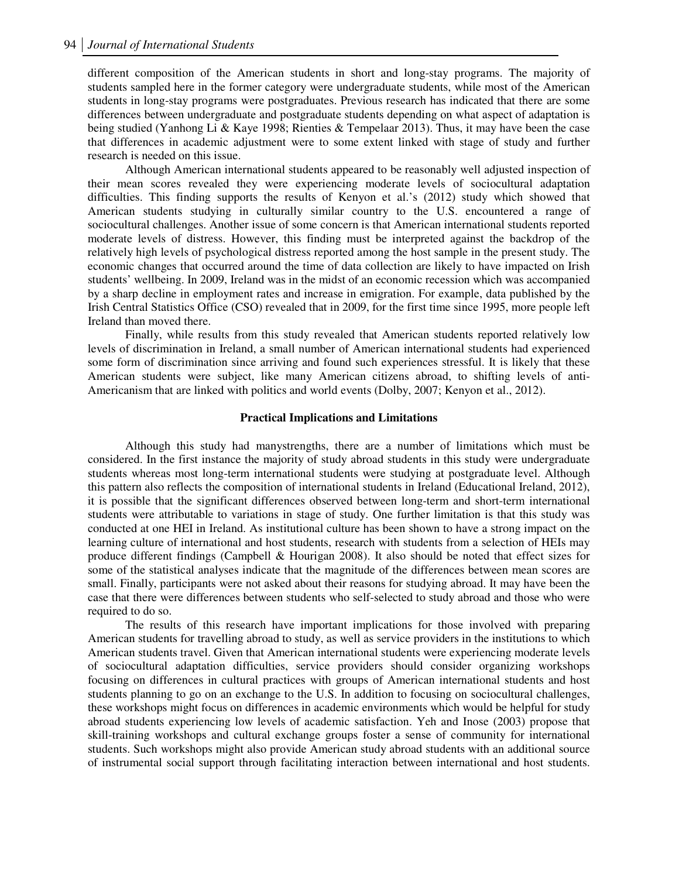different composition of the American students in short and long-stay programs. The majority of students sampled here in the former category were undergraduate students, while most of the American students in long-stay programs were postgraduates. Previous research has indicated that there are some differences between undergraduate and postgraduate students depending on what aspect of adaptation is being studied (Yanhong Li & Kaye 1998; Rienties & Tempelaar 2013). Thus, it may have been the case that differences in academic adjustment were to some extent linked with stage of study and further research is needed on this issue.

Although American international students appeared to be reasonably well adjusted inspection of their mean scores revealed they were experiencing moderate levels of sociocultural adaptation difficulties. This finding supports the results of Kenyon et al.'s (2012) study which showed that American students studying in culturally similar country to the U.S. encountered a range of sociocultural challenges. Another issue of some concern is that American international students reported moderate levels of distress. However, this finding must be interpreted against the backdrop of the relatively high levels of psychological distress reported among the host sample in the present study. The economic changes that occurred around the time of data collection are likely to have impacted on Irish students' wellbeing. In 2009, Ireland was in the midst of an economic recession which was accompanied by a sharp decline in employment rates and increase in emigration. For example, data published by the Irish Central Statistics Office (CSO) revealed that in 2009, for the first time since 1995, more people left Ireland than moved there.

Finally, while results from this study revealed that American students reported relatively low levels of discrimination in Ireland, a small number of American international students had experienced some form of discrimination since arriving and found such experiences stressful. It is likely that these American students were subject, like many American citizens abroad, to shifting levels of anti-Americanism that are linked with politics and world events (Dolby, 2007; Kenyon et al., 2012).

## Practical Implications and Limitations

Although this study had manystrengths, there are a number of limitations which must be considered. In the first instance the majority of study abroad students in this study were undergraduate students whereas most long-term international students were studying at postgraduate level. Although this pattern also reflects the composition of international students in Ireland (Educational Ireland, 2012), it is possible that the significant differences observed between long-term and short-term international students were attributable to variations in stage of study. One further limitation is that this study was conducted at one HEI in Ireland. As institutional culture has been shown to have a strong impact on the learning culture of international and host students, research with students from a selection of HEIs may produce different findings (Campbell & Hourigan 2008). It also should be noted that effect sizes for some of the statistical analyses indicate that the magnitude of the differences between mean scores are small. Finally, participants were not asked about their reasons for studying abroad. It may have been the case that there were differences between students who self-selected to study abroad and those who were required to do so.

The results of this research have important implications for those involved with preparing American students for travelling abroad to study, as well as service providers in the institutions to which American students travel. Given that American international students were experiencing moderate levels of sociocultural adaptation difficulties, service providers should consider organizing workshops focusing on differences in cultural practices with groups of American international students and host students planning to go on an exchange to the U.S. In addition to focusing on sociocultural challenges, these workshops might focus on differences in academic environments which would be helpful for study abroad students experiencing low levels of academic satisfaction. Yeh and Inose (2003) propose that skill-training workshops and cultural exchange groups foster a sense of community for international students. Such workshops might also provide American study abroad students with an additional source of instrumental social support through facilitating interaction between international and host students.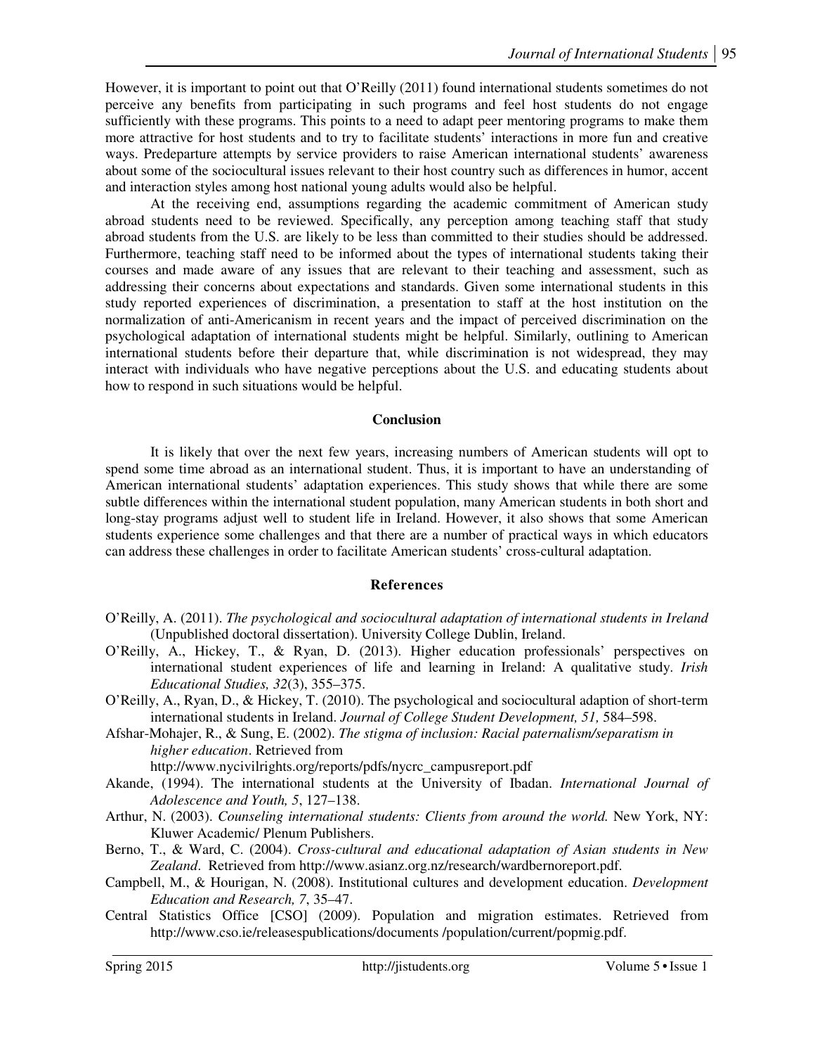However, it is important to point out that O'Reilly (2011) found international students sometimes do not perceive any benefits from participating in such programs and feel host students do not engage sufficiently with these programs. This points to a need to adapt peer mentoring programs to make them more attractive for host students and to try to facilitate students' interactions in more fun and creative ways. Predeparture attempts by service providers to raise American international students' awareness about some of the sociocultural issues relevant to their host country such as differences in humor, accent and interaction styles among host national young adults would also be helpful.

At the receiving end, assumptions regarding the academic commitment of American study abroad students need to be reviewed. Specifically, any perception among teaching staff that study abroad students from the U.S. are likely to be less than committed to their studies should be addressed. Furthermore, teaching staff need to be informed about the types of international students taking their courses and made aware of any issues that are relevant to their teaching and assessment, such as addressing their concerns about expectations and standards. Given some international students in this study reported experiences of discrimination, a presentation to staff at the host institution on the normalization of anti-Americanism in recent years and the impact of perceived discrimination on the psychological adaptation of international students might be helpful. Similarly, outlining to American international students before their departure that, while discrimination is not widespread, they may interact with individuals who have negative perceptions about the U.S. and educating students about how to respond in such situations would be helpful.

## Conclusion

It is likely that over the next few years, increasing numbers of American students will opt to spend some time abroad as an international student. Thus, it is important to have an understanding of American international students' adaptation experiences. This study shows that while there are some subtle differences within the international student population, many American students in both short and long-stay programs adjust well to student life in Ireland. However, it also shows that some American students experience some challenges and that there are a number of practical ways in which educators can address these challenges in order to facilitate American students' cross-cultural adaptation.

## References

O'Reilly, A. (2011). *The psychological and sociocultural adaptation of international students in Ireland* (Unpublished doctoral dissertation). University College Dublin, Ireland.

O'Reilly, A., Hickey, T., & Ryan, D. (2013). Higher education professionals' perspectives on international student experiences of life and learning in Ireland: A qualitative study. *Irish Educational Studies, 32*(3), 355–375.

O'Reilly, A., Ryan, D., & Hickey, T. (2010). The psychological and sociocultural adaption of short-term international students in Ireland. *Journal of College Student Development, 51,* 584–598.

Afshar-Mohajer, R., & Sung, E. (2002). *The stigma of inclusion: Racial paternalism/separatism in higher education*. Retrieved from http://www.nycivilrights.org/reports/pdfs/nycrc_campusreport.pdf

Akande, (1994). The international students at the University of Ibadan. *International Journal of Adolescence and Youth, 5*, 127–138.

Arthur, N. (2003). *Counseling international students: Clients from around the world.* New York, NY: Kluwer Academic/ Plenum Publishers.

Berno, T., & Ward, C. (2004). *Cross-cultural and educational adaptation of Asian students in New Zealand*. Retrieved from http://www.asianz.org.nz/research/wardbernoreport.pdf.

Campbell, M., & Hourigan, N. (2008). Institutional cultures and development education. *Development Education and Research, 7*, 35–47.

Central Statistics Office [CSO] (2009). Population and migration estimates. Retrieved from http://www.cso.ie/releasespublications/documents /population/current/popmig.pdf.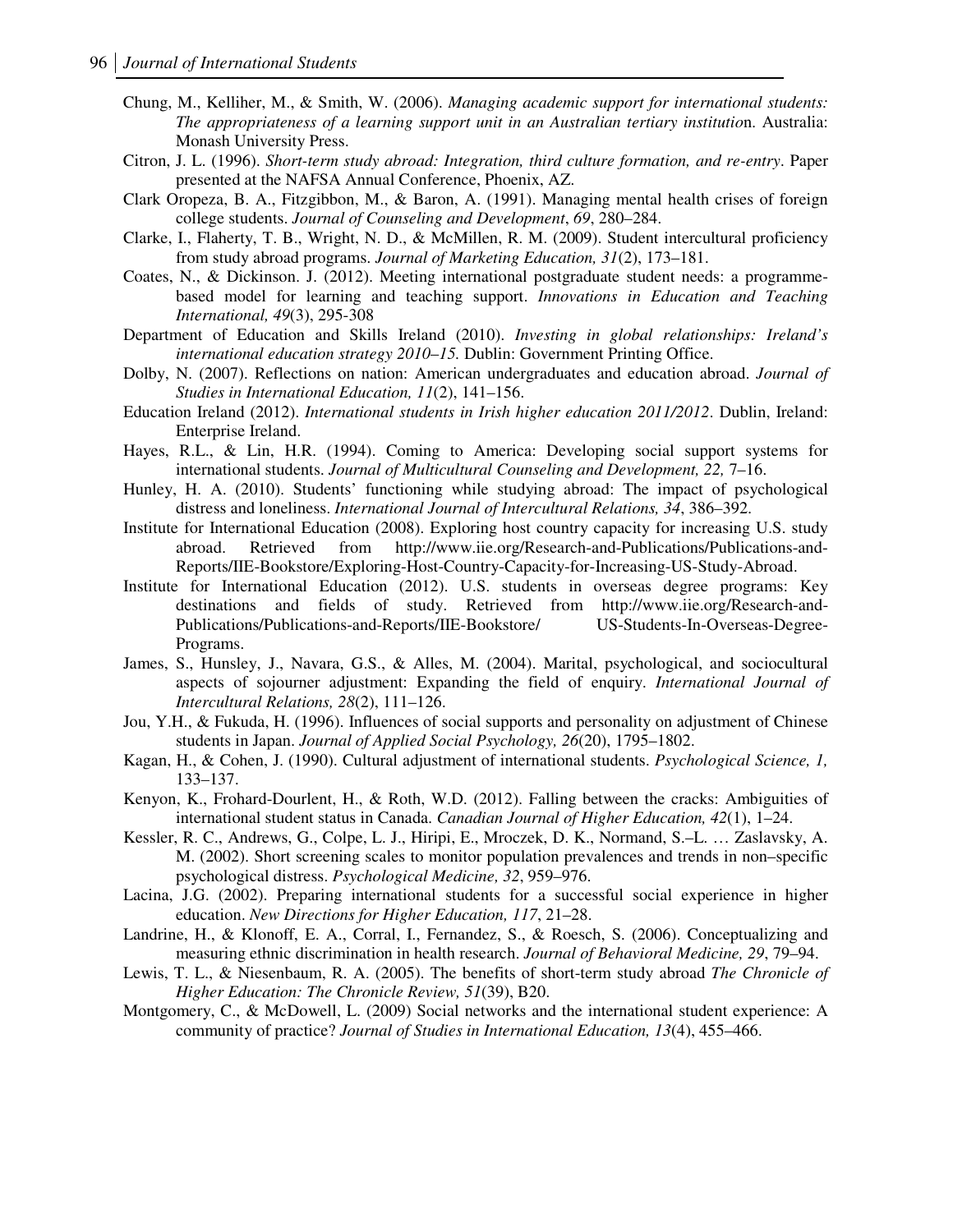Chung, M., Kelliher, M., & Smith, W. (2006). *Managing academic support for international students: The appropriateness of a learning support unit in an Australian tertiary institution*. Australia: Monash University Press.

Citron, J. L. (1996). *Short-term study abroad: Integration, third culture formation, and re-entry*. Paper presented at the NAFSA Annual Conference, Phoenix, AZ.

Clark Oropeza, B. A., Fitzgibbon, M., & Baron, A. (1991). Managing mental health crises of foreign college students. *Journal of Counseling and Development*, *69*, 280–284.

Clarke, I., Flaherty, T. B., Wright, N. D., & McMillen, R. M. (2009). Student intercultural proficiency from study abroad programs. *Journal of Marketing Education, 31*(2), 173–181.

Coates, N., & Dickinson. J. (2012). Meeting international postgraduate student needs: a programme-based model for learning and teaching support. *Innovations in Education and Teaching International, 49*(3), 295-308

Department of Education and Skills Ireland (2010). *Investing in global relationships: Ireland's international education strategy 2010–15.* Dublin: Government Printing Office.

Dolby, N. (2007). Reflections on nation: American undergraduates and education abroad. *Journal of Studies in International Education, 11*(2), 141–156.

Education Ireland (2012). *International students in Irish higher education 2011/2012*. Dublin, Ireland: Enterprise Ireland.

Hayes, R.L., & Lin, H.R. (1994). Coming to America: Developing social support systems for international students. *Journal of Multicultural Counseling and Development, 22,* 7–16.

Hunley, H. A. (2010). Students' functioning while studying abroad: The impact of psychological distress and loneliness. *International Journal of Intercultural Relations, 34*, 386–392.

Institute for International Education (2008). Exploring host country capacity for increasing U.S. study abroad. Retrieved from http://www.iie.org/Research-and-Publications/Publications-and-Reports/IIE-Bookstore/Exploring-Host-Country-Capacity-for-Increasing-US-Study-Abroad.

Institute for International Education (2012). U.S. students in overseas degree programs: Key destinations and fields of study. Retrieved from http://www.iie.org/Research-and-Publications/Publications-and-Reports/IIE-Bookstore/ US-Students-In-Overseas-Degree-Programs.

James, S., Hunsley, J., Navara, G.S., & Alles, M. (2004). Marital, psychological, and sociocultural aspects of sojourner adjustment: Expanding the field of enquiry. *International Journal of Intercultural Relations, 28*(2), 111–126.

Jou, Y.H., & Fukuda, H. (1996). Influences of social supports and personality on adjustment of Chinese students in Japan. *Journal of Applied Social Psychology, 26*(20), 1795–1802.

Kagan, H., & Cohen, J. (1990). Cultural adjustment of international students. *Psychological Science, 1,* 133–137.

Kenyon, K., Frohard-Dourlent, H., & Roth, W.D. (2012). Falling between the cracks: Ambiguities of international student status in Canada. *Canadian Journal of Higher Education, 42*(1), 1–24.

Kessler, R. C., Andrews, G., Colpe, L. J., Hiripi, E., Mroczek, D. K., Normand, S.–L. … Zaslavsky, A. M. (2002). Short screening scales to monitor population prevalences and trends in non–specific psychological distress. *Psychological Medicine, 32*, 959–976.

Lacina, J.G. (2002). Preparing international students for a successful social experience in higher education. *New Directions for Higher Education, 117*, 21–28.

Landrine, H., & Klonoff, E. A., Corral, I., Fernandez, S., & Roesch, S. (2006). Conceptualizing and measuring ethnic discrimination in health research. *Journal of Behavioral Medicine, 29*, 79–94.

Lewis, T. L., & Niesenbaum, R. A. (2005). The benefits of short-term study abroad *The Chronicle of Higher Education: The Chronicle Review, 51*(39), B20.

Montgomery, C., & McDowell, L. (2009) Social networks and the international student experience: A community of practice? *Journal of Studies in International Education, 13*(4), 455–466.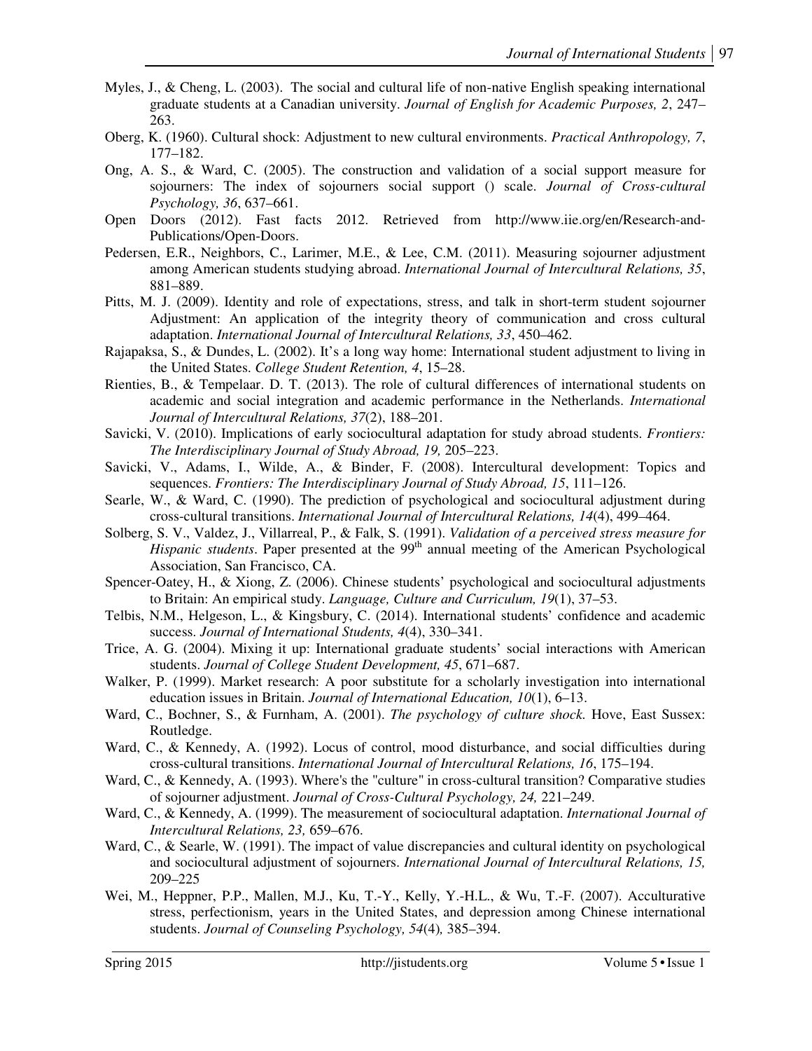Myles, J., & Cheng, L. (2003). The social and cultural life of non-native English speaking international graduate students at a Canadian university. *Journal of English for Academic Purposes, 2*, 247–263.

Oberg, K. (1960). Cultural shock: Adjustment to new cultural environments. *Practical Anthropology, 7*, 177–182.

Ong, A. S., & Ward, C. (2005). The construction and validation of a social support measure for sojourners: The index of sojourners social support () scale. *Journal of Cross-cultural Psychology, 36*, 637–661.

Open Doors (2012). Fast facts 2012. Retrieved from http://www.iie.org/en/Research-and-Publications/Open-Doors.

Pedersen, E.R., Neighbors, C., Larimer, M.E., & Lee, C.M. (2011). Measuring sojourner adjustment among American students studying abroad. *International Journal of Intercultural Relations, 35*, 881–889.

Pitts, M. J. (2009). Identity and role of expectations, stress, and talk in short-term student sojourner Adjustment: An application of the integrity theory of communication and cross cultural adaptation. *International Journal of Intercultural Relations, 33*, 450–462.

Rajapaksa, S., & Dundes, L. (2002). It's a long way home: International student adjustment to living in the United States. *College Student Retention, 4*, 15–28.

Rienties, B., & Tempelaar. D. T. (2013). The role of cultural differences of international students on academic and social integration and academic performance in the Netherlands. *International Journal of Intercultural Relations, 37*(2), 188–201.

Savicki, V. (2010). Implications of early sociocultural adaptation for study abroad students. *Frontiers: The Interdisciplinary Journal of Study Abroad, 19,* 205–223.

Savicki, V., Adams, I., Wilde, A., & Binder, F. (2008). Intercultural development: Topics and sequences. *Frontiers: The Interdisciplinary Journal of Study Abroad, 15*, 111–126.

Searle, W., & Ward, C. (1990). The prediction of psychological and sociocultural adjustment during cross-cultural transitions. *International Journal of Intercultural Relations, 14*(4), 499–464.

Solberg, S. V., Valdez, J., Villarreal, P., & Falk, S. (1991). *Validation of a perceived stress measure for Hispanic students*. Paper presented at the 99th annual meeting of the American Psychological Association, San Francisco, CA.

Spencer-Oatey, H., & Xiong, Z. (2006). Chinese students' psychological and sociocultural adjustments to Britain: An empirical study. *Language, Culture and Curriculum, 19*(1), 37–53.

Telbis, N.M., Helgeson, L., & Kingsbury, C. (2014). International students' confidence and academic success. *Journal of International Students, 4*(4), 330–341.

Trice, A. G. (2004). Mixing it up: International graduate students' social interactions with American students. *Journal of College Student Development, 45*, 671–687.

Walker, P. (1999). Market research: A poor substitute for a scholarly investigation into international education issues in Britain. *Journal of International Education, 10*(1), 6–13.

Ward, C., Bochner, S., & Furnham, A. (2001). *The psychology of culture shock.* Hove, East Sussex: Routledge.

Ward, C., & Kennedy, A. (1992). Locus of control, mood disturbance, and social difficulties during cross-cultural transitions. *International Journal of Intercultural Relations, 16*, 175–194.

Ward, C., & Kennedy, A. (1993). Where's the "culture" in cross-cultural transition? Comparative studies of sojourner adjustment. *Journal of Cross-Cultural Psychology, 24,* 221–249.

Ward, C., & Kennedy, A. (1999). The measurement of sociocultural adaptation. *International Journal of Intercultural Relations, 23,* 659–676.

Ward, C., & Searle, W. (1991). The impact of value discrepancies and cultural identity on psychological and sociocultural adjustment of sojourners. *International Journal of Intercultural Relations, 15,* 209–225

Wei, M., Heppner, P.P., Mallen, M.J., Ku, T.-Y., Kelly, Y.-H.L., & Wu, T.-F. (2007). Acculturative stress, perfectionism, years in the United States, and depression among Chinese international students. *Journal of Counseling Psychology, 54*(4)*,* 385–394.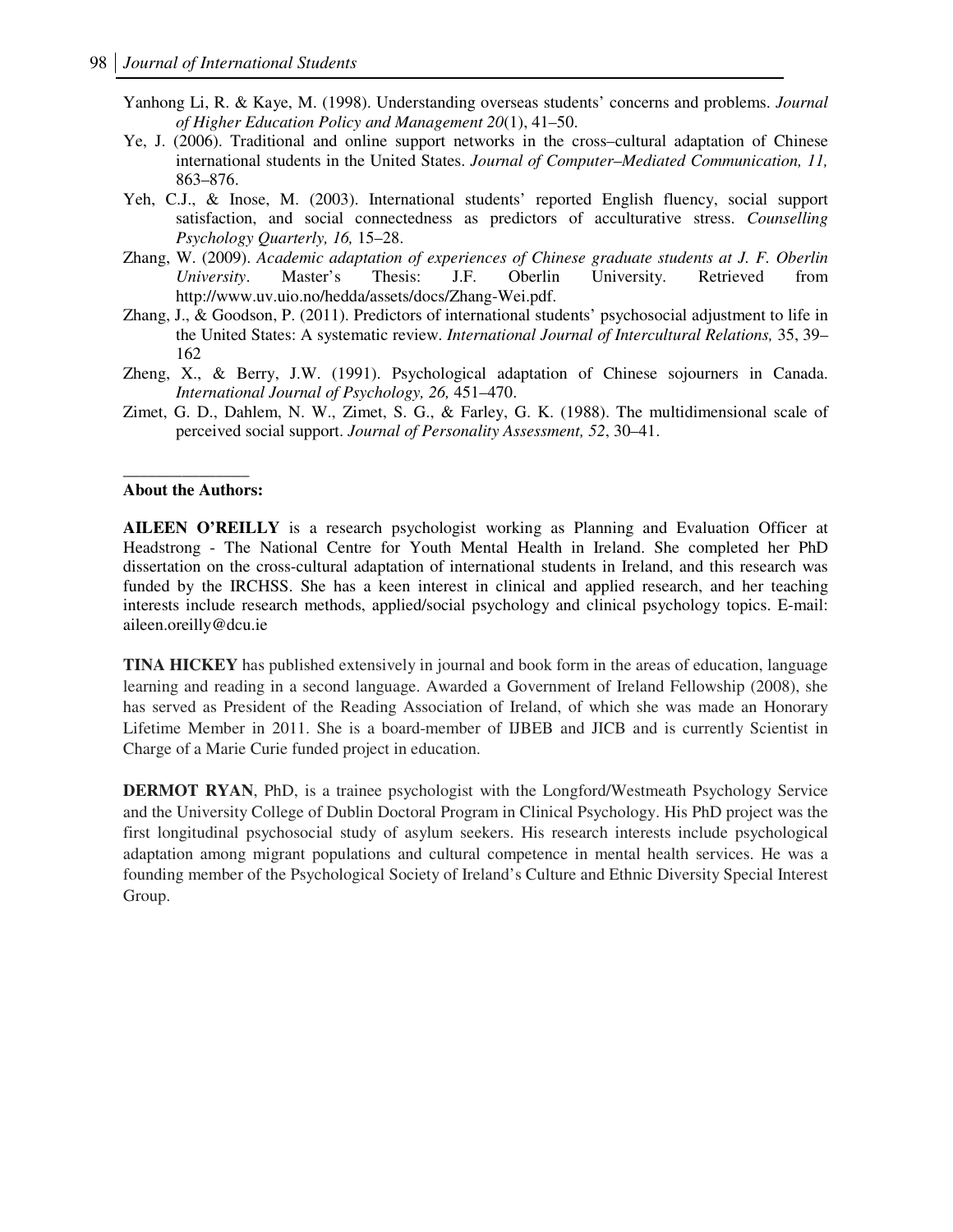Yanhong Li, R. & Kaye, M. (1998). Understanding overseas students' concerns and problems. *Journal of Higher Education Policy and Management 20*(1), 41–50.

Ye, J. (2006). Traditional and online support networks in the cross–cultural adaptation of Chinese international students in the United States. *Journal of Computer–Mediated Communication, 11,* 863–876.

Yeh, C.J., & Inose, M. (2003). International students' reported English fluency, social support satisfaction, and social connectedness as predictors of acculturative stress. *Counselling Psychology Quarterly, 16,* 15–28.

Zhang, W. (2009). *Academic adaptation of experiences of Chinese graduate students at J. F. Oberlin University*. Master's Thesis: J.F. Oberlin University. Retrieved from http://www.uv.uio.no/hedda/assets/docs/Zhang-Wei.pdf.

Zhang, J., & Goodson, P. (2011). Predictors of international students' psychosocial adjustment to life in the United States: A systematic review. *International Journal of Intercultural Relations,* 35, 39–162

Zheng, X., & Berry, J.W. (1991). Psychological adaptation of Chinese sojourners in Canada. *International Journal of Psychology, 26,* 451–470.

Zimet, G. D., Dahlem, N. W., Zimet, S. G., & Farley, G. K. (1988). The multidimensional scale of perceived social support. *Journal of Personality Assessment, 52*, 30–41.

---

**About the Authors:**

**AILEEN O'REILLY** is a research psychologist working as Planning and Evaluation Officer at Headstrong - The National Centre for Youth Mental Health in Ireland. She completed her PhD dissertation on the cross-cultural adaptation of international students in Ireland, and this research was funded by the IRCHSS. She has a keen interest in clinical and applied research, and her teaching interests include research methods, applied/social psychology and clinical psychology topics. E-mail: aileen.oreilly@dcu.ie

**TINA HICKEY** has published extensively in journal and book form in the areas of education, language learning and reading in a second language. Awarded a Government of Ireland Fellowship (2008), she has served as President of the Reading Association of Ireland, of which she was made an Honorary Lifetime Member in 2011. She is a board-member of IJBEB and JICB and is currently Scientist in Charge of a Marie Curie funded project in education.

**DERMOT RYAN**, PhD, is a trainee psychologist with the Longford/Westmeath Psychology Service and the University College of Dublin Doctoral Program in Clinical Psychology. His PhD project was the first longitudinal psychosocial study of asylum seekers. His research interests include psychological adaptation among migrant populations and cultural competence in mental health services. He was a founding member of the Psychological Society of Ireland's Culture and Ethnic Diversity Special Interest Group.